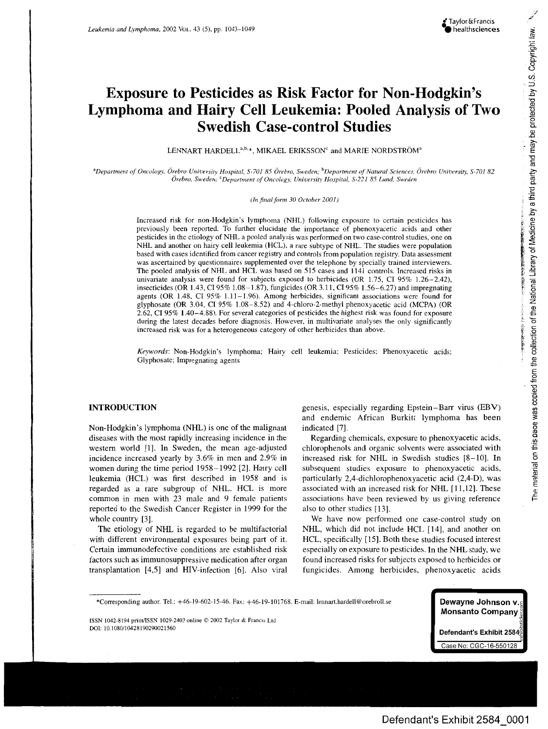# Exposure to Pesticides as Risk Factor for Non-Hodgkin's Lymphoma and Hairy Cell Leukemia: Pooled Analysis of Two Swedish Case-control Studies

LENNART HARDELL[a,b,*], MIKAEL ERIKSSON[c] and MARIE NORDSTRÖM[a]

[a]Department of Oncology, Örebro University Hospital, S-701 85 Örebro, Sweden; [b]Department of Natural Sciences, Örebro University, S-701 82 Örebro, Sweden; [c]Department of Oncology, University Hospital, S-221 85 Lund, Sweden

*(In final form 30 October 2001)*

Increased risk for non-Hodgkin's lymphoma (NHL) following exposure to certain pesticides has previously been reported. To further elucidate the importance of phenoxyacetic acids and other pesticides in the etiology of NHL a pooled analysis was performed on two case-control studies, one on NHL and another on hairy cell leukemia (HCL), a rare subtype of NHL. The studies were population based with cases identified from cancer registry and controls from population registry. Data assessment was ascertained by questionnaires supplemented over the telephone by specially trained interviewers. The pooled analysis of NHL and HCL was based on 515 cases and 1141 controls. Increased risks in univariate analysis were found for subjects exposed to herbicides (OR 1.75, CI 95% 1.26–2.42), insecticides (OR 1.43, CI 95% 1.08–1.87), fungicides (OR 3.11, CI 95% 1.56–6.27) and impregnating agents (OR 1.48, CI 95% 1.11–1.96). Among herbicides, significant associations were found for glyphosate (OR 3.04, CI 95% 1.08–8.52) and 4-chloro-2-methyl phenoxyacetic acid (MCPA) (OR 2.62, CI 95% 1.40–4.88). For several categories of pesticides the highest risk was found for exposure during the latest decades before diagnosis. However, in multivariate analyses the only significantly increased risk was for a heterogeneous category of other herbicides than above.

*Keywords*: Non-Hodgkin's lymphoma; Hairy cell leukemia; Pesticides; Phenoxyacetic acids; Glyphosate; Impregnating agents

## INTRODUCTION

Non-Hodgkin's lymphoma (NHL) is one of the malignant diseases with the most rapidly increasing incidence in the western world [1]. In Sweden, the mean age-adjusted incidence increased yearly by 3.6% in men and 2.9% in women during the time period 1958–1992 [2]. Hairy cell leukemia (HCL) was first described in 1958 and is regarded as a rare subgroup of NHL. HCL is more common in men with 23 male and 9 female patients reported to the Swedish Cancer Register in 1999 for the whole country [3].

The etiology of NHL is regarded to be multifactorial with different environmental exposures being part of it. Certain immunodefective conditions are established risk factors such as immunosuppressive medication after organ transplantation [4,5] and HIV-infection [6]. Also viral genesis, especially regarding Epstein–Barr virus (EBV) and endemic African Burkitt lymphoma has been indicated [7].

Regarding chemicals, exposure to phenoxyacetic acids, chlorophenols and organic solvents were associated with increased risk for NHL in Swedish studies [8–10]. In subsequent studies exposure to phenoxyacetic acids, particularly 2,4-dichlorophenoxyacetic acid (2,4-D), was associated with an increased risk for NHL [11,12]. These associations have been reviewed by us giving reference also to other studies [13].

We have now performed one case-control study on NHL, which did not include HCL [14], and another on HCL, specifically [15]. Both these studies focused interest especially on exposure to pesticides. In the NHL study, we found increased risks for subjects exposed to herbicides or fungicides. Among herbicides, phenoxyacetic acids

*Corresponding author. Tel.: +46-19-602-15-46. Fax: +46-19-101768. E-mail: lennart.hardell@orebroll.se

ISSN 1042-8194 print/ISSN 1029-2403 online © 2002 Taylor & Francis Ltd
DOI: 10.1080/10428190290021560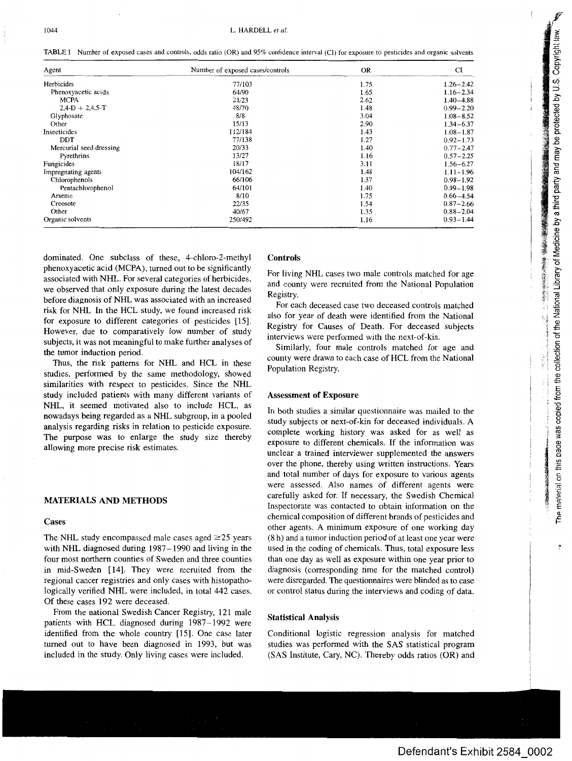TABLE I Number of exposed cases and controls, odds ratio (OR) and 95% confidence interval (CI) for exposure to pesticides and organic solvents

| Agent | Number of exposed cases/controls | OR | CI |
|---|---|---|---|
| Herbicides | 77/103 | 1.75 | 1.26–2.42 |
| Phenoxyacetic acids | 64/90 | 1.65 | 1.16–2.34 |
| MCPA | 21/23 | 2.62 | 1.40–4.88 |
| 2,4-D + 2,4,5-T | 48/70 | 1.48 | 0.99–2.20 |
| Glyphosate | 8/8 | 3.04 | 1.08–8.52 |
| Other | 15/13 | 2.90 | 1.34–6.37 |
| Insecticides | 112/184 | 1.43 | 1.08–1.87 |
| DDT | 77/138 | 1.27 | 0.92–1.73 |
| Mercurial seed dressing | 20/33 | 1.40 | 0.77–2.47 |
| Pyrethrins | 13/27 | 1.16 | 0.57–2.25 |
| Fungicides | 18/17 | 3.11 | 1.56–6.27 |
| Impregnating agents | 104/162 | 1.48 | 1.11–1.96 |
| Chlorophenols | 66/106 | 1.37 | 0.98–1.92 |
| Pentachlorophenol | 64/101 | 1.40 | 0.99–1.98 |
| Arsenic | 8/10 | 1.75 | 0.66–4.54 |
| Creosote | 22/35 | 1.54 | 0.87–2.66 |
| Other | 40/67 | 1.35 | 0.88–2.04 |
| Organic solvents | 250/492 | 1.16 | 0.93–1.44 |

dominated. One subclass of these, 4-chloro-2-methyl phenoxyacetic acid (MCPA), turned out to be significantly associated with NHL. For several categories of herbicides, we observed that only exposure during the latest decades before diagnosis of NHL was associated with an increased risk for NHL In the HCL study, we found increased risk for exposure to different categories of pesticides [15]. However, due to comparatively low number of study subjects, it was not meaningful to make further analyses of the tumor induction period.

Thus, the risk patterns for NHL and HCL in these studies, performed by the same methodology, showed similarities with respect to pesticides. Since the NHL study included patients with many different variants of NHL, it seemed motivated also to include HCL, as nowadays being regarded as a NHL subgroup, in a pooled analysis regarding risks in relation to pesticide exposure. The purpose was to enlarge the study size thereby allowing more precise risk estimates.

## MATERIALS AND METHODS

### Cases

The NHL study encompassed male cases aged ≥25 years with NHL diagnosed during 1987–1990 and living in the four most northern counties of Sweden and three counties in mid-Sweden [14]. They were recruited from the regional cancer registries and only cases with histopathologically verified NHL were included, in total 442 cases. Of these cases 192 were deceased.

From the national Swedish Cancer Registry, 121 male patients with HCL diagnosed during 1987–1992 were identified from the whole country [15]. One case later turned out to have been diagnosed in 1993, but was included in the study. Only living cases were included.

### Controls

For living NHL cases two male controls matched for age and county were recruited from the National Population Registry.

For each deceased case two deceased controls matched also for year of death were identified from the National Registry for Causes of Death. For deceased subjects interviews were performed with the next-of-kin.

Similarly, four male controls matched for age and county were drawn to each case of HCL from the National Population Registry.

### Assessment of Exposure

In both studies a similar questionnaire was mailed to the study subjects or next-of-kin for deceased individuals. A complete working history was asked for as well as exposure to different chemicals. If the information was unclear a trained interviewer supplemented the answers over the phone, thereby using written instructions. Years and total number of days for exposure to various agents were assessed. Also names of different agents were carefully asked for. If necessary, the Swedish Chemical Inspectorate was contacted to obtain information on the chemical composition of different brands of pesticides and other agents. A minimum exposure of one working day (8 h) and a tumor induction period of at least one year were used in the coding of chemicals. Thus, total exposure less than one day as well as exposure within one year prior to diagnosis (corresponding time for the matched control) were disregarded. The questionnaires were blinded as to case or control status during the interviews and coding of data.

### Statistical Analysis

Conditional logistic regression analysis for matched studies was performed with the SAS statistical program (SAS Institute, Cary, NC). Thereby odds ratios (OR) and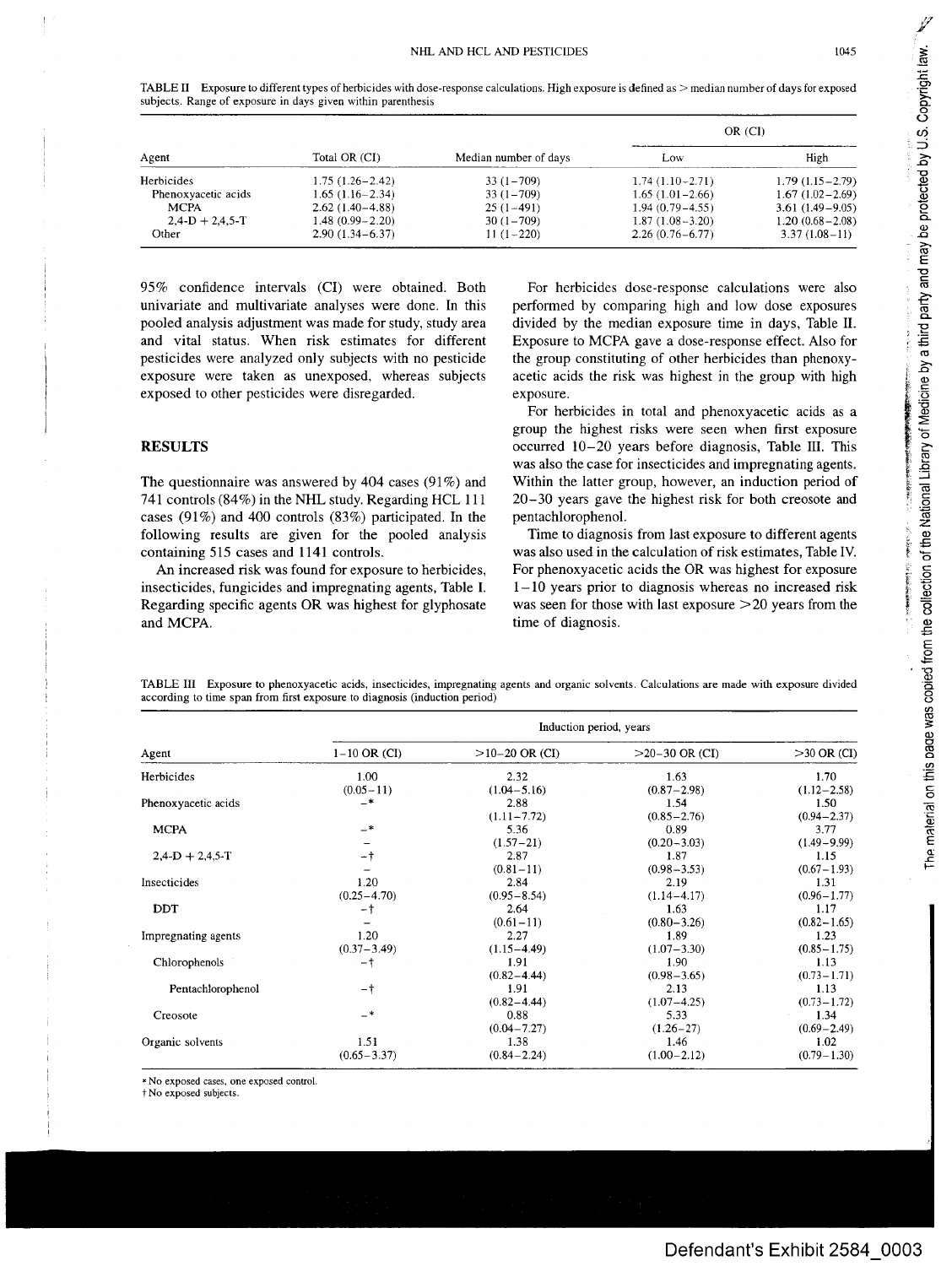TABLE II Exposure to different types of herbicides with dose-response calculations. High exposure is defined as > median number of days for exposed subjects. Range of exposure in days given within parenthesis

| Agent | Total OR (CI) | Median number of days | OR (CI) | |
|---|---|---|---|---|
| | | | Low | High |
| Herbicides | 1.75 (1.26–2.42) | 33 (1–709) | 1.74 (1.10–2.71) | 1.79 (1.15–2.79) |
| Phenoxyacetic acids | 1.65 (1.16–2.34) | 33 (1–709) | 1.65 (1.01–2.66) | 1.67 (1.02–2.69) |
| MCPA | 2.62 (1.40–4.88) | 25 (1–491) | 1.94 (0.79–4.55) | 3.61 (1.49–9.05) |
| 2,4-D + 2,4,5-T | 1.48 (0.99–2.20) | 30 (1–709) | 1.87 (1.08–3.20) | 1.20 (0.68–2.08) |
| Other | 2.90 (1.34–6.37) | 11 (1–220) | 2.26 (0.76–6.77) | 3.37 (1.08–11) |

95% confidence intervals (CI) were obtained. Both univariate and multivariate analyses were done. In this pooled analysis adjustment was made for study, study area and vital status. When risk estimates for different pesticides were analyzed only subjects with no pesticide exposure were taken as unexposed, whereas subjects exposed to other pesticides were disregarded.

## RESULTS

The questionnaire was answered by 404 cases (91%) and 741 controls (84%) in the NHL study. Regarding HCL 111 cases (91%) and 400 controls (83%) participated. In the following results are given for the pooled analysis containing 515 cases and 1141 controls.

An increased risk was found for exposure to herbicides, insecticides, fungicides and impregnating agents, Table I. Regarding specific agents OR was highest for glyphosate and MCPA.

For herbicides dose-response calculations were also performed by comparing high and low dose exposures divided by the median exposure time in days, Table II. Exposure to MCPA gave a dose-response effect. Also for the group constituting of other herbicides than phenoxyacetic acids the risk was highest in the group with high exposure.

For herbicides in total and phenoxyacetic acids as a group the highest risks were seen when first exposure occurred 10–20 years before diagnosis, Table III. This was also the case for insecticides and impregnating agents. Within the latter group, however, an induction period of 20–30 years gave the highest risk for both creosote and pentachlorophenol.

Time to diagnosis from last exposure to different agents was also used in the calculation of risk estimates, Table IV. For phenoxyacetic acids the OR was highest for exposure 1–10 years prior to diagnosis whereas no increased risk was seen for those with last exposure >20 years from the time of diagnosis.

TABLE III Exposure to phenoxyacetic acids, insecticides, impregnating agents and organic solvents. Calculations are made with exposure divided according to time span from first exposure to diagnosis (induction period)

| Agent | Induction period, years | | | |
|---|---|---|---|---|
| | 1–10 OR (CI) | >10–20 OR (CI) | >20–30 OR (CI) | >30 OR (CI) |
| Herbicides | 1.00 (0.05–11) | 2.32 (1.04–5.16) | 1.63 (0.87–2.98) | 1.70 (1.12–2.58) |
| Phenoxyacetic acids | –* | 2.88 (1.11–7.72) | 1.54 (0.85–2.76) | 1.50 (0.94–2.37) |
| MCPA | –* – | 5.36 (1.57–21) | 0.89 (0.20–3.03) | 3.77 (1.49–9.99) |
| 2,4-D + 2,4,5-T | –† – | 2.87 (0.81–11) | 1.87 (0.98–3.53) | 1.15 (0.67–1.93) |
| Insecticides | 1.20 (0.25–4.70) | 2.84 (0.95–8.54) | 2.19 (1.14–4.17) | 1.31 (0.96–1.77) |
| DDT | –† – | 2.64 (0.61–11) | 1.63 (0.80–3.26) | 1.17 (0.82–1.65) |
| Impregnating agents | 1.20 (0.37–3.49) | 2.27 (1.15–4.49) | 1.89 (1.07–3.30) | 1.23 (0.85–1.75) |
| Chlorophenols | –† | 1.91 (0.82–4.44) | 1.90 (0.98–3.65) | 1.13 (0.73–1.71) |
| Pentachlorophenol | –† | 1.91 (0.82–4.44) | 2.13 (1.07–4.25) | 1.13 (0.73–1.72) |
| Creosote | –* | 0.88 (0.04–7.27) | 5.33 (1.26–27) | 1.34 (0.69–2.49) |
| Organic solvents | 1.51 (0.65–3.37) | 1.38 (0.84–2.24) | 1.46 (1.00–2.12) | 1.02 (0.79–1.30) |

\* No exposed cases, one exposed control.
† No exposed subjects.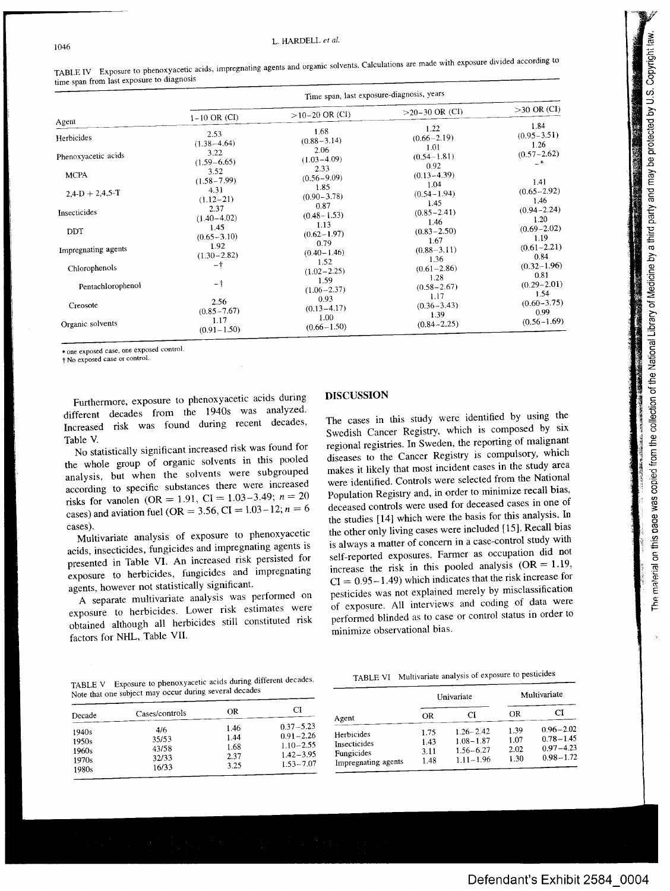TABLE IV Exposure to phenoxyacetic acids, impregnating agents and organic solvents. Calculations are made with exposure divided according to time span from last exposure to diagnosis

| Agent | Time span, last exposure-diagnosis, years | | | |
|---|---|---|---|---|
| | 1–10 OR (CI) | >10–20 OR (CI) | >20–30 OR (CI) | >30 OR (CI) |
| Herbicides | 2.53 (1.38–4.64) | 1.68 (0.88–3.14) | 1.22 (0.66–2.19) | 1.84 (0.95–3.51) |
| Phenoxyacetic acids | 3.22 (1.59–6.65) | 2.06 (1.03–4.09) | 1.01 (0.54–1.81) | 1.26 (0.57–2.62) |
| MCPA | 3.52 (1.58–7.99) | 2.33 (0.56–9.09) | 0.92 (0.13–4.39) | –* |
| 2,4-D + 2,4,5-T | 4.31 (1.12–21) | 1.85 (0.90–3.78) | 1.04 (0.54–1.94) | 1.41 (0.65–2.92) |
| Insecticides | 2.37 (1.40–4.02) | 0.87 (0.48–1.53) | 1.45 (0.85–2.41) | 1.46 (0.94–2.24) |
| DDT | 1.45 (0.65–3.10) | 1.13 (0.62–1.97) | 1.46 (0.83–2.50) | 1.20 (0.69–2.02) |
| Impregnating agents | 1.92 (1.30–2.82) | 0.79 (0.40–1.46) | 1.67 (0.88–3.11) | 1.19 (0.61–2.21) |
| Chlorophenols | –† | 1.52 (1.02–2.25) | 1.36 (0.61–2.86) | 0.84 (0.32–1.96) |
| Pentachlorophenol | –† | 1.59 (1.06–2.37) | 1.28 (0.58–2.67) | 0.81 (0.29–2.01) |
| Creosote | 2.56 (0.85–7.67) | 0.93 (0.13–4.17) | 1.17 (0.36–3.43) | 1.54 (0.60–3.75) |
| Organic solvents | 1.17 (0.91–1.50) | 1.00 (0.66–1.50) | 1.39 (0.84–2.25) | 0.99 (0.56–1.69) |

* one exposed case, one exposed control.
† No exposed case or control.

Furthermore, exposure to phenoxyacetic acids during different decades from the 1940s was analyzed. Increased risk was found during recent decades, Table V.

No statistically significant increased risk was found for the whole group of organic solvents in this pooled analysis, but when the solvents were subgrouped according to specific substances there were increased risks for vanolen (OR = 1.91, CI = 1.03–3.49; $n = 20$ cases) and aviation fuel (OR = 3.56, CI = 1.03–12; $n = 6$ cases).

Multivariate analysis of exposure to phenoxyacetic acids, insecticides, fungicides and impregnating agents is presented in Table VI. An increased risk persisted for exposure to herbicides, fungicides and impregnating agents, however not statistically significant.

A separate multivariate analysis was performed on exposure to herbicides. Lower risk estimates were obtained although all herbicides still constituted risk factors for NHL, Table VII.

TABLE V Exposure to phenoxyacetic acids during different decades. Note that one subject may occur during several decades

| Decade | Cases/controls | OR | CI |
|---|---|---|---|
| 1940s | 4/6 | 1.46 | 0.37–5.23 |
| 1950s | 35/53 | 1.44 | 0.91–2.26 |
| 1960s | 43/58 | 1.68 | 1.10–2.55 |
| 1970s | 32/33 | 2.37 | 1.42–3.95 |
| 1980s | 16/33 | 3.25 | 1.53–7.07 |

## DISCUSSION

The cases in this study were identified by using the Swedish Cancer Registry, which is composed by six regional registries. In Sweden, the reporting of malignant diseases to the Cancer Registry is compulsory, which makes it likely that most incident cases in the study area were identified. Controls were selected from the National Population Registry and, in order to minimize recall bias, deceased controls were used for deceased cases in one of the studies [14] which were the basis for this analysis. In the other only living cases were included [15]. Recall bias is always a matter of concern in a case-control study with self-reported exposures. Farmer as occupation did not increase the risk in this pooled analysis (OR = 1.19, CI = 0.95–1.49) which indicates that the risk increase for pesticides was not explained merely by misclassification of exposure. All interviews and coding of data were performed blinded as to case or control status in order to minimize observational bias.

TABLE VI Multivariate analysis of exposure to pesticides

| Agent | Univariate | | Multivariate | |
|---|---|---|---|---|
| | OR | CI | OR | CI |
| Herbicides | 1.75 | 1.26–2.42 | 1.39 | 0.96–2.02 |
| Insecticides | 1.43 | 1.08–1.87 | 1.07 | 0.78–1.45 |
| Fungicides | 3.11 | 1.56–6.27 | 2.02 | 0.97–4.23 |
| Impregnating agents | 1.48 | 1.11–1.96 | 1.30 | 0.98–1.72 |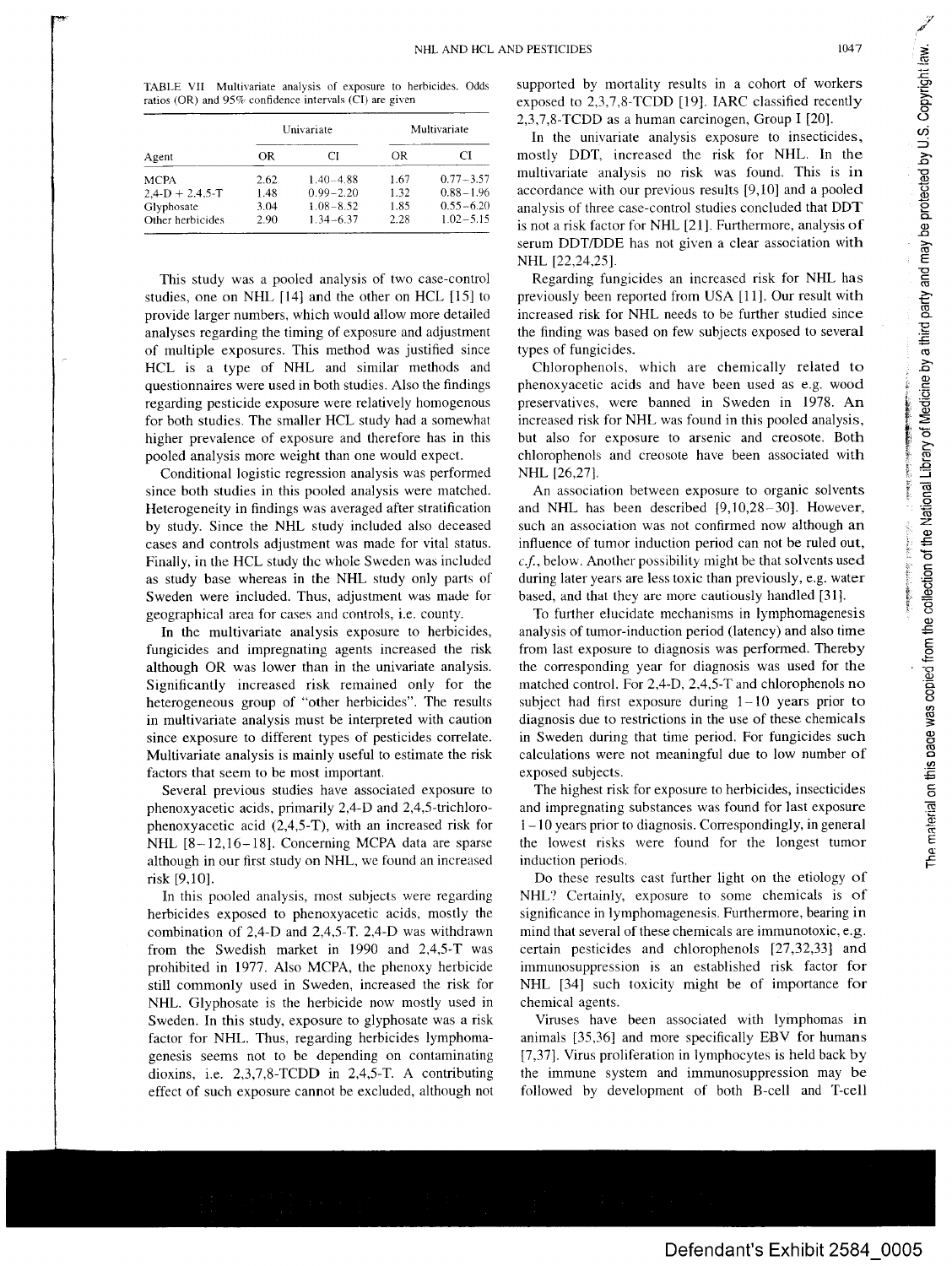TABLE VII Multivariate analysis of exposure to herbicides. Odds ratios (OR) and 95% confidence intervals (CI) are given

| | Univariate | | Multivariate | |
|---|---|---|---|---|
| Agent | OR | CI | OR | CI |
| MCPA | 2.62 | 1.40–4.88 | 1.67 | 0.77–3.57 |
| 2,4-D + 2,4,5-T | 1.48 | 0.99–2.20 | 1.32 | 0.88–1.96 |
| Glyphosate | 3.04 | 1.08–8.52 | 1.85 | 0.55–6.20 |
| Other herbicides | 2.90 | 1.34–6.37 | 2.28 | 1.02–5.15 |

This study was a pooled analysis of two case-control studies, one on NHL [14] and the other on HCL [15] to provide larger numbers, which would allow more detailed analyses regarding the timing of exposure and adjustment of multiple exposures. This method was justified since HCL is a type of NHL and similar methods and questionnaires were used in both studies. Also the findings regarding pesticide exposure were relatively homogenous for both studies. The smaller HCL study had a somewhat higher prevalence of exposure and therefore has in this pooled analysis more weight than one would expect.

Conditional logistic regression analysis was performed since both studies in this pooled analysis were matched. Heterogeneity in findings was averaged after stratification by study. Since the NHL study included also deceased cases and controls adjustment was made for vital status. Finally, in the HCL study the whole Sweden was included as study base whereas in the NHL study only parts of Sweden were included. Thus, adjustment was made for geographical area for cases and controls, i.e. county.

In the multivariate analysis exposure to herbicides, fungicides and impregnating agents increased the risk although OR was lower than in the univariate analysis. Significantly increased risk remained only for the heterogeneous group of "other herbicides". The results in multivariate analysis must be interpreted with caution since exposure to different types of pesticides correlate. Multivariate analysis is mainly useful to estimate the risk factors that seem to be most important.

Several previous studies have associated exposure to phenoxyacetic acids, primarily 2,4-D and 2,4,5-trichlorophenoxyacetic acid (2,4,5-T), with an increased risk for NHL [8–12,16–18]. Concerning MCPA data are sparse although in our first study on NHL, we found an increased risk [9,10].

In this pooled analysis, most subjects were regarding herbicides exposed to phenoxyacetic acids, mostly the combination of 2,4-D and 2,4,5-T. 2,4-D was withdrawn from the Swedish market in 1990 and 2,4,5-T was prohibited in 1977. Also MCPA, the phenoxy herbicide still commonly used in Sweden, increased the risk for NHL. Glyphosate is the herbicide now mostly used in Sweden. In this study, exposure to glyphosate was a risk factor for NHL. Thus, regarding herbicides lymphomagenesis seems not to be depending on contaminating dioxins, i.e. 2,3,7,8-TCDD in 2,4,5-T. A contributing effect of such exposure cannot be excluded, although not supported by mortality results in a cohort of workers exposed to 2,3,7,8-TCDD [19]. IARC classified recently 2,3,7,8-TCDD as a human carcinogen, Group I [20].

In the univariate analysis exposure to insecticides, mostly DDT, increased the risk for NHL. In the multivariate analysis no risk was found. This is in accordance with our previous results [9,10] and a pooled analysis of three case-control studies concluded that DDT is not a risk factor for NHL [21]. Furthermore, analysis of serum DDT/DDE has not given a clear association with NHL [22,24,25].

Regarding fungicides an increased risk for NHL has previously been reported from USA [11]. Our result with increased risk for NHL needs to be further studied since the finding was based on few subjects exposed to several types of fungicides.

Chlorophenols, which are chemically related to phenoxyacetic acids and have been used as e.g. wood preservatives, were banned in Sweden in 1978. An increased risk for NHL was found in this pooled analysis, but also for exposure to arsenic and creosote. Both chlorophenols and creosote have been associated with NHL [26,27].

An association between exposure to organic solvents and NHL has been described [9,10,28–30]. However, such an association was not confirmed now although an influence of tumor induction period can not be ruled out, *c.f.*, below. Another possibility might be that solvents used during later years are less toxic than previously, e.g. water based, and that they are more cautiously handled [31].

To further elucidate mechanisms in lymphomagenesis analysis of tumor-induction period (latency) and also time from last exposure to diagnosis was performed. Thereby the corresponding year for diagnosis was used for the matched control. For 2,4-D, 2,4,5-T and chlorophenols no subject had first exposure during 1–10 years prior to diagnosis due to restrictions in the use of these chemicals in Sweden during that time period. For fungicides such risk calculations were not meaningful due to low number of exposed subjects.

The highest risk for exposure to herbicides, insecticides and impregnating substances was found for last exposure 1–10 years prior to diagnosis. Correspondingly, in general the lowest risks were found for the longest tumor induction periods.

Do these results cast further light on the etiology of NHL? Certainly, exposure to some chemicals is of significance in lymphomagenesis. Furthermore, bearing in mind that several of these chemicals are immunotoxic, e.g. certain pesticides and chlorophenols [27,32,33] and immunosuppression is an established risk factor for NHL [34] such toxicity might be of importance for chemical agents.

Viruses have been associated with lymphomas in animals [35,36] and more specifically EBV for humans [7,37]. Virus proliferation in lymphocytes is held back by the immune system and immunosuppression may be followed by development of both B-cell and T-cell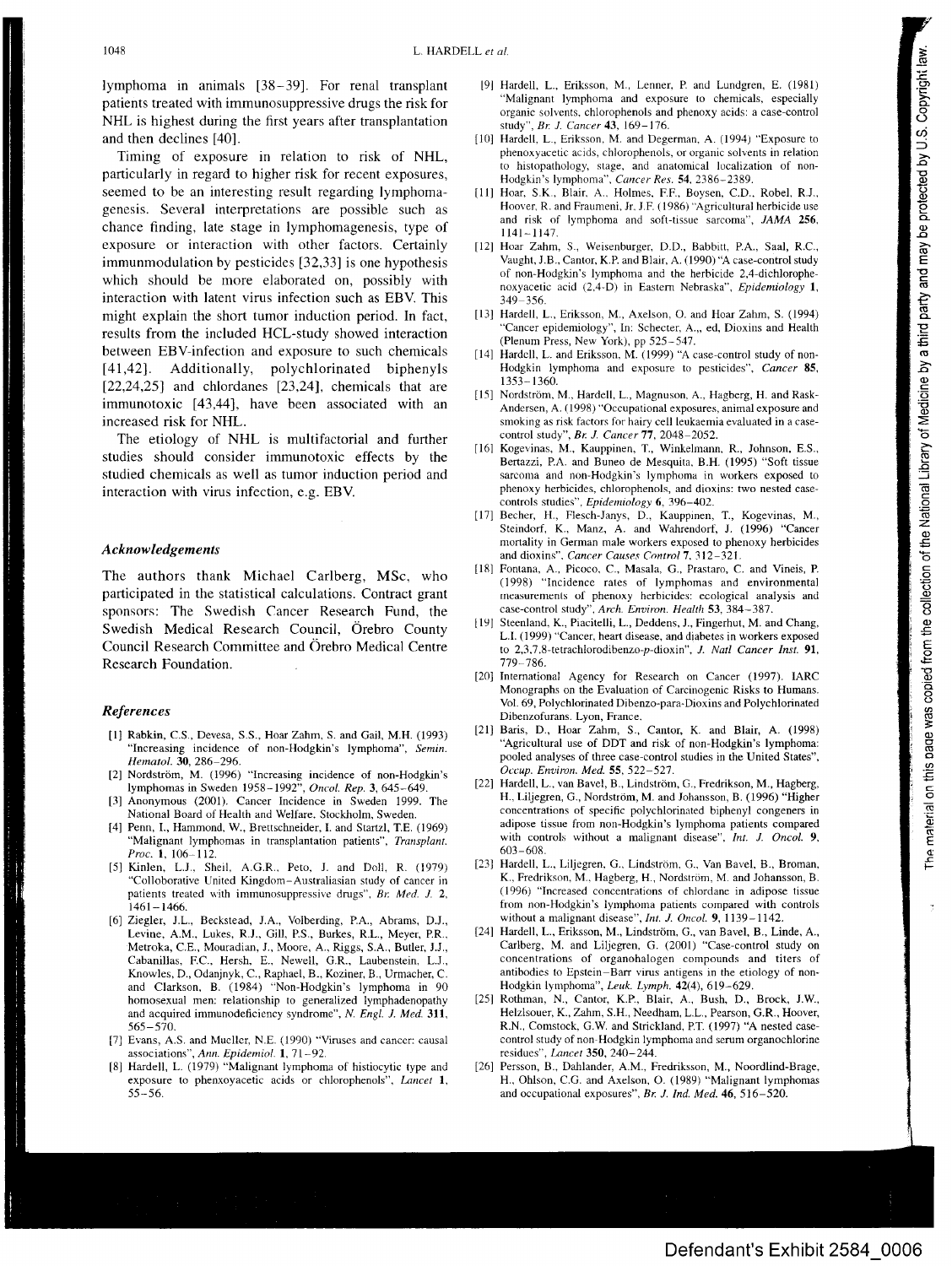lymphoma in animals [38–39]. For renal transplant patients treated with immunosuppressive drugs the risk for NHL is highest during the first years after transplantation and then declines [40].

Timing of exposure in relation to risk of NHL, particularly in regard to higher risk for recent exposures, seemed to be an interesting result regarding lymphomagenesis. Several interpretations are possible such as chance finding, late stage in lymphomagenesis, type of exposure or interaction with other factors. Certainly immunmodulation by pesticides [32,33] is one hypothesis which should be more elaborated on, possibly with interaction with latent virus infection such as EBV. This might explain the short tumor induction period. In fact, results from the included HCL-study showed interaction between EBV-infection and exposure to such chemicals [41,42]. Additionally, polychlorinated biphenyls [22,24,25] and chlordanes [23,24], chemicals that are immunotoxic [43,44], have been associated with an increased risk for NHL.

The etiology of NHL is multifactorial and further studies should consider immunotoxic effects by the studied chemicals as well as tumor induction period and interaction with virus infection, e.g. EBV.

### Acknowledgements

The authors thank Michael Carlberg, MSc, who participated in the statistical calculations. Contract grant sponsors: The Swedish Cancer Research Fund, the Swedish Medical Research Council, Örebro County Council Research Committee and Örebro Medical Centre Research Foundation.

### References

[1] Rabkin, C.S., Devesa, S.S., Hoar Zahm, S. and Gail, M.H. (1993) "Increasing incidence of non-Hodgkin's lymphoma", *Semin. Hematol.* **30**, 286–296.

[2] Nordström, M. (1996) "Increasing incidence of non-Hodgkin's lymphomas in Sweden 1958–1992", *Oncol. Rep.* **3**, 645–649.

[3] Anonymous (2001). Cancer Incidence in Sweden 1999. The National Board of Health and Welfare. Stockholm, Sweden.

[4] Penn, I., Hammond, W., Brettschneider, I. and Startzl, T.E. (1969) "Malignant lymphomas in transplantation patients", *Transplant. Proc.* **1**, 106–112.

[5] Kinlen, L.J., Sheil, A.G.R., Peto, J. and Doll, R. (1979) "Colloborative United Kingdom–Australiasian study of cancer in patients treated with immunosuppressive drugs", *Br. Med. J.* **2**, 1461–1466.

[6] Ziegler, J.L., Beckstead, J.A., Volberding, P.A., Abrams, D.J., Levine, A.M., Lukes, R.J., Gill, P.S., Burkes, R.L., Meyer, P.R., Metroka, C.E., Mouradian, J., Moore, A., Riggs, S.A., Butler, J.J., Cabanillas, F.C., Hersh, E., Newell, G.R., Laubenstein, L.J., Knowles, D., Odanjnyk, C., Raphael, B., Koziner, B., Urmacher, C. and Clarkson, B. (1984) "Non-Hodgkin's lymphoma in 90 homosexual men: relationship to generalized lymphadenopathy and acquired immunodeficiency syndrome", *N. Engl. J. Med.* **311**, 565–570.

[7] Evans, A.S. and Mueller, N.E. (1990) "Viruses and cancer: causal associations", *Ann. Epidemiol.* **1**, 71–92.

[8] Hardell, L. (1979) "Malignant lymphoma of histiocytic type and exposure to phenoxyacetic acids or chlorophenols", *Lancet* **1**, 55–56.

[9] Hardell, L., Eriksson, M., Lenner, P. and Lundgren, E. (1981) "Malignant lymphoma and exposure to chemicals, especially organic solvents, chlorophenols and phenoxy acids: a case-control study", *Br. J. Cancer* **43**, 169–176.

[10] Hardell, L., Eriksson, M. and Degerman, A. (1994) "Exposure to phenoxyacetic acids, chlorophenols, or organic solvents in relation to histopathology, stage, and anatomical localization of non-Hodgkin's lymphoma", *Cancer Res.* **54**, 2386–2389.

[11] Hoar, S.K., Blair, A., Holmes, F.F., Boysen, C.D., Robel, R.J., Hoover, R. and Fraumeni, Jr. J.F. (1986) "Agricultural herbicide use and risk of lymphoma and soft-tissue sarcoma", *JAMA* **256**, 1141–1147.

[12] Hoar Zahm, S., Weisenburger, D.D., Babbitt, P.A., Saal, R.C., Vaught, J.B., Cantor, K.P. and Blair, A. (1990) "A case-control study of non-Hodgkin's lymphoma and the herbicide 2,4-dichlorophenoxyacetic acid (2,4-D) in Eastern Nebraska", *Epidemiology* **1**, 349–356.

[13] Hardell, L., Eriksson, M., Axelson, O. and Hoar Zahm, S. (1994) "Cancer epidemiology", In: Schecter, A.,, ed, Dioxins and Health (Plenum Press, New York), pp 525–547.

[14] Hardell, L. and Eriksson, M. (1999) "A case-control study of non-Hodgkin lymphoma and exposure to pesticides", *Cancer* **85**, 1353–1360.

[15] Nordström, M., Hardell, L., Magnuson, A., Hagberg, H. and Rask-Andersen, A. (1998) "Occupational exposures, animal exposure and smoking as risk factors for hairy cell leukaemia evaluated in a case-control study", *Br. J. Cancer* **77**, 2048–2052.

[16] Kogevinas, M., Kauppinen, T., Winkelmann, R., Johnson, E.S., Bertazzi, P.A. and Buneo de Mesquita, B.H. (1995) "Soft tissue sarcoma and non-Hodgkin's lymphoma in workers exposed to phenoxy herbicides, chlorophenols, and dioxins: two nested case-controls studies", *Epidemiology* **6**, 396–402.

[17] Becher, H., Flesch-Janys, D., Kauppinen, T., Kogevinas, M., Steindorf, K., Manz, A. and Wahrendorf, J. (1996) "Cancer mortality in German male workers exposed to phenoxy herbicides and dioxins", *Cancer Causes Control* **7**, 312–321.

[18] Fontana, A., Picoco, C., Masala, G., Prastaro, C. and Vineis, P. (1998) "Incidence rates of lymphomas and environmental measurements of phenoxy herbicides: ecological analysis and case-control study", *Arch. Environ. Health* **53**, 384–387.

[19] Steenland, K., Piacitelli, L., Deddens, J., Fingerhut, M. and Chang, L.I. (1999) "Cancer, heart disease, and diabetes in workers exposed to 2,3,7,8-tetrachlorodibenzo-*p*-dioxin", *J. Natl Cancer Inst.* **91**, 779–786.

[20] International Agency for Research on Cancer (1997). IARC Monographs on the Evaluation of Carcinogenic Risks to Humans. Vol. 69, Polychlorinated Dibenzo-para-Dioxins and Polychlorinated Dibenzofurans. Lyon, France.

[21] Baris, D., Hoar Zahm, S., Cantor, K. and Blair, A. (1998) "Agricultural use of DDT and risk of non-Hodgkin's lymphoma: pooled analyses of three case-control studies in the United States", *Occup. Environ. Med.* **55**, 522–527.

[22] Hardell, L., van Bavel, B., Lindström, G., Fredrikson, M., Hagberg, H., Liljegren, G., Nordström, M. and Johansson, B. (1996) "Higher concentrations of specific polychlorinated biphenyl congeners in adipose tissue from non-Hodgkin's lymphoma patients compared with controls without a malignant disease", *Int. J. Oncol.* **9**, 603–608.

[23] Hardell, L., Liljegren, G., Lindström, G., Van Bavel, B., Broman, K., Fredrikson, M., Hagberg, H., Nordström, M. and Johansson, B. (1996) "Increased concentrations of chlordane in adipose tissue from non-Hodgkin's lymphoma patients compared with controls without a malignant disease", *Int. J. Oncol.* **9**, 1139–1142.

[24] Hardell, L., Eriksson, M., Lindström, G., van Bavel, B., Linde, A., Carlberg, M. and Liljegren, G. (2001) "Case-control study on concentrations of organohalogen compounds and titers of antibodies to Epstein–Barr virus antigens in the etiology of non-Hodgkin lymphoma", *Leuk. Lymph.* **42**(4), 619–629.

[25] Rothman, N., Cantor, K.P., Blair, A., Bush, D., Brock, J.W., Helzlsouer, K., Zahm, S.H., Needham, L.L., Pearson, G.R., Hoover, R.N., Comstock, G.W. and Strickland, P.T. (1997) "A nested case-control study of non-Hodgkin lymphoma and serum organochlorine residues", *Lancet* **350**, 240–244.

[26] Persson, B., Dahlander, A.M., Fredriksson, M., Noordlind-Brage, H., Ohlson, C.G. and Axelson, O. (1989) "Malignant lymphomas and occupational exposures", *Br. J. Ind. Med.* **46**, 516–520.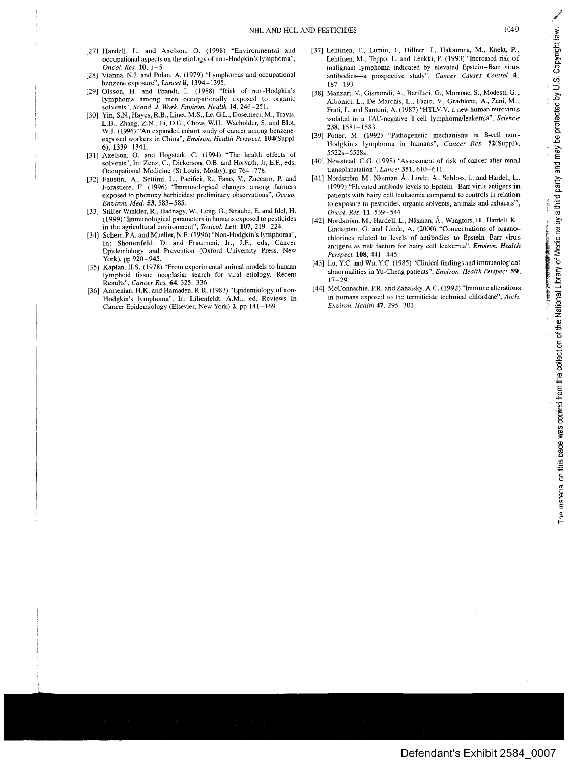[27] Hardell, L. and Axelson, O. (1998) "Environmental and occupational aspects on the etiology of non-Hodgkin's lymphoma", *Oncol. Res.* **10**, 1–5.

[28] Vianna, N.J. and Polan, A. (1979) "Lymphomas and occupational benzene exposure", *Lancet* **ii**, 1394–1395.

[29] Olsson, H. and Brandt, L. (1988) "Risk of non-Hodgkin's lymphoma among men occupationally exposed to organic solvents", *Scand. J. Work. Environ. Health* **14**, 246–251.

[30] Yin, S.N., Hayes, R.B., Linet, M.S., Le, G.L., Dosemeci, M., Travis, L.B., Zhang, Z.N., Li, D.G., Chow, W.H., Wacholder, S. and Blot, W.J. (1996) "An expanded cohort study of cancer among benzene-exposed workers in China", *Environ. Health Perspect.* **104**(Suppl. 6), 1339–1341.

[31] Axelson, O. and Hogstedt, C. (1994) "The health effects of solvents", In: Zenz, C., Dickerson, O.B. and Horvath, Jr, E.P., eds, Occupational Medicine (St Louis, Mosby), pp 764–778.

[32] Faustini, A., Settimi, L., Pacifici, R., Fano, V., Zuccaro, P. and Forastiere, F. (1996) "Immunological changes among farmers exposed to phenoxy herbicides: preliminary observations", *Occup. Environ. Med.* **53**, 583–585.

[33] Stiller-Winkler, R., Hadnagy, W., Leng, G., Straube, E. and Idel, H. (1999) "Immunological parameters in humans exposed to pesticides in the agricultural environment", *Toxicol. Lett.* **107**, 219–224.

[34] Scherr, P.A. and Mueller, N.E. (1996) "Non-Hodgkin's lymphoma", In: Shottenfeld, D. and Fraumeni, Jr., J.F., eds, Cancer Epidemiology and Prevention (Oxford University Press, New York), pp 920–945.

[35] Kaplan, H.S. (1978) "From experimental animal models to human lymphoid tissue neoplasia: search for viral etiology. Recent Results", *Cancer Res.* **64**, 325–336.

[36] Armenian, H.K. and Hamaden, R.R. (1983) "Epidemiology of non-Hodgkin's lymphoma", In: Lilienfeldt, A.M.,, ed, Reviews In Cancer Epidemiology (Elsevier, New York) **2**, pp 141–169.

[37] Lehtinen, T., Lumio, J., Dillner, J., Hakamma, M., Knekt, P., Lehtinen, M., Teppo, L. and Lenkki, P. (1993) "Increased risk of malignant lymphoma indicated by elevated Epstein–Barr virus antibodies—a prospective study", *Cancer Causes Control* **4**, 187–193.

[38] Manzari, V., Gismondi, A., Barillari, G., Morrone, S., Modesti, G., Albonici, L., De Marchis, L., Fazio, V., Gradilone, A., Zani, M., Frati, L. and Santoni, A. (1987) "HTLV-V: a new human retrovirus isolated in a TAC-negative T-cell lymphoma/leukemia", *Science* **238**, 1581–1583.

[39] Potter, M. (1992) "Pathogenetic mechanisms in B-cell non-Hodgkin's lymphoma in humans", *Cancer Res.* **52**(Suppl), 5522s–5528s.

[40] Newstead, C.G. (1998) "Assessment of risk of cancer after renal transplanatation", *Lancet* **351**, 610–611.

[41] Nordström, M., Näsman, Å., Linde, A., Schloss, L. and Hardell, L. (1999) "Elevated antibody levels to Epstein–Barr virus antigens in patients with hairy cell leukaemia compared to controls in relation to exposure to pesticides, organic solvents, animals and exhausts", *Oncol. Res.* **11**, 539–544.

[42] Nordström, M., Hardell, L., Näsman, Å., Wingfors, H., Hardell, K., Lindström, G. and Linde, A. (2000) "Concentrations of organochlorines related to levels of antibodies to Epstein–Barr virus antigens as risk factors for hairy cell leukemia", *Environ. Health Perspect.* **108**, 441–445.

[43] Lu, Y.C. and Wu, Y.C. (1985) "Clinical findings and immunological abnormalities in Yu-Cheng patients", *Environ. Health Perspect.* **59**, 17–29.

[44] McConnachie, P.R. and Zahalsky, A.C. (1992) "Immune alterations in humans exposed to the termiticide technical chlordane", *Arch. Environ. Health* **47**, 295–301.